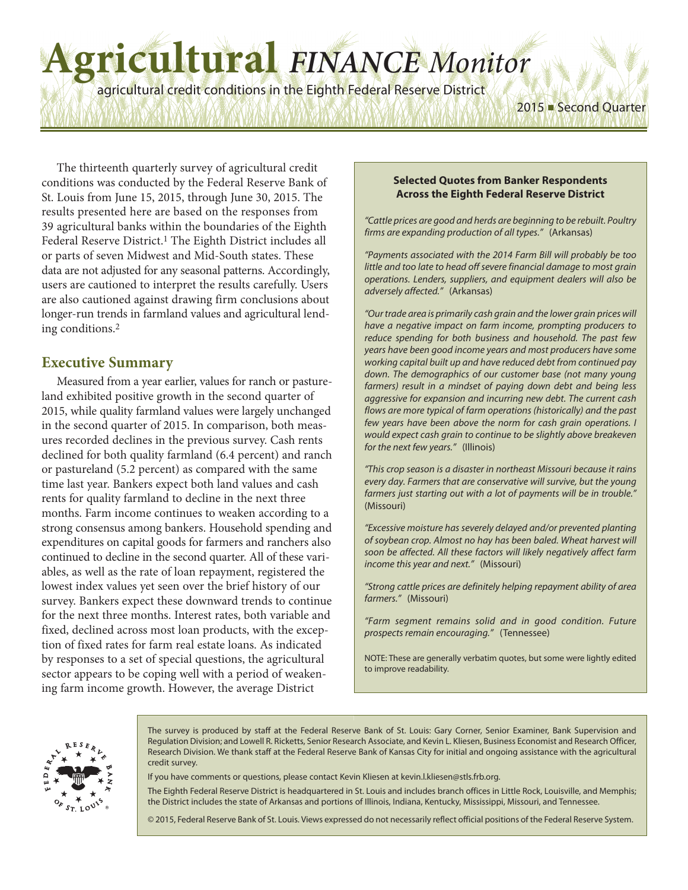# Agricultural *FINANCE Monitor*

agricultural credit conditions in the Eighth Federal Reserve District

2015 ■ Second Quarter

The thirteenth quarterly survey of agricultural credit conditions was conducted by the Federal Reserve Bank of St. Louis from June 15, 2015, through June 30, 2015. The results presented here are based on the responses from 39 agricultural banks within the boundaries of the Eighth Federal Reserve District.[1] The Eighth District includes all or parts of seven Midwest and Mid-South states. These data are not adjusted for any seasonal patterns. Accordingly, users are cautioned to interpret the results carefully. Users are also cautioned against drawing firm conclusions about longer-run trends in farmland values and agricultural lending conditions.[2]

## Executive Summary

Measured from a year earlier, values for ranch or pastureland exhibited positive growth in the second quarter of 2015, while quality farmland values were largely unchanged in the second quarter of 2015. In comparison, both measures recorded declines in the previous survey. Cash rents declined for both quality farmland (6.4 percent) and ranch or pastureland (5.2 percent) as compared with the same time last year. Bankers expect both land values and cash rents for quality farmland to decline in the next three months. Farm income continues to weaken according to a strong consensus among bankers. Household spending and expenditures on capital goods for farmers and ranchers also continued to decline in the second quarter. All of these variables, as well as the rate of loan repayment, registered the lowest index values yet seen over the brief history of our survey. Bankers expect these downward trends to continue for the next three months. Interest rates, both variable and fixed, declined across most loan products, with the exception of fixed rates for farm real estate loans. As indicated by responses to a set of special questions, the agricultural sector appears to be coping well with a period of weakening farm income growth. However, the average District

**Selected Quotes from Banker Respondents Across the Eighth Federal Reserve District**

*"Cattle prices are good and herds are beginning to be rebuilt. Poultry firms are expanding production of all types."* (Arkansas)

*"Payments associated with the 2014 Farm Bill will probably be too little and too late to head off severe financial damage to most grain operations. Lenders, suppliers, and equipment dealers will also be adversely affected."* (Arkansas)

*"Our trade area is primarily cash grain and the lower grain prices will have a negative impact on farm income, prompting producers to reduce spending for both business and household. The past few years have been good income years and most producers have some working capital built up and have reduced debt from continued pay down. The demographics of our customer base (not many young farmers) result in a mindset of paying down debt and being less aggressive for expansion and incurring new debt. The current cash flows are more typical of farm operations (historically) and the past few years have been above the norm for cash grain operations. I would expect cash grain to continue to be slightly above breakeven for the next few years."* (Illinois)

*"This crop season is a disaster in northeast Missouri because it rains every day. Farmers that are conservative will survive, but the young farmers just starting out with a lot of payments will be in trouble."* (Missouri)

*"Excessive moisture has severely delayed and/or prevented planting of soybean crop. Almost no hay has been baled. Wheat harvest will soon be affected. All these factors will likely negatively affect farm income this year and next."* (Missouri)

*"Strong cattle prices are definitely helping repayment ability of area farmers."* (Missouri)

*"Farm segment remains solid and in good condition. Future prospects remain encouraging."* (Tennessee)

NOTE: These are generally verbatim quotes, but some were lightly edited to improve readability.

The survey is produced by staff at the Federal Reserve Bank of St. Louis: Gary Corner, Senior Examiner, Bank Supervision and Regulation Division; and Lowell R. Ricketts, Senior Research Associate, and Kevin L. Kliesen, Business Economist and Research Officer, Research Division. We thank staff at the Federal Reserve Bank of Kansas City for initial and ongoing assistance with the agricultural credit survey.

If you have comments or questions, please contact Kevin Kliesen at kevin.l.kliesen@stls.frb.org.

The Eighth Federal Reserve District is headquartered in St. Louis and includes branch offices in Little Rock, Louisville, and Memphis; the District includes the state of Arkansas and portions of Illinois, Indiana, Kentucky, Mississippi, Missouri, and Tennessee.

© 2015, Federal Reserve Bank of St. Louis. Views expressed do not necessarily reflect official positions of the Federal Reserve System.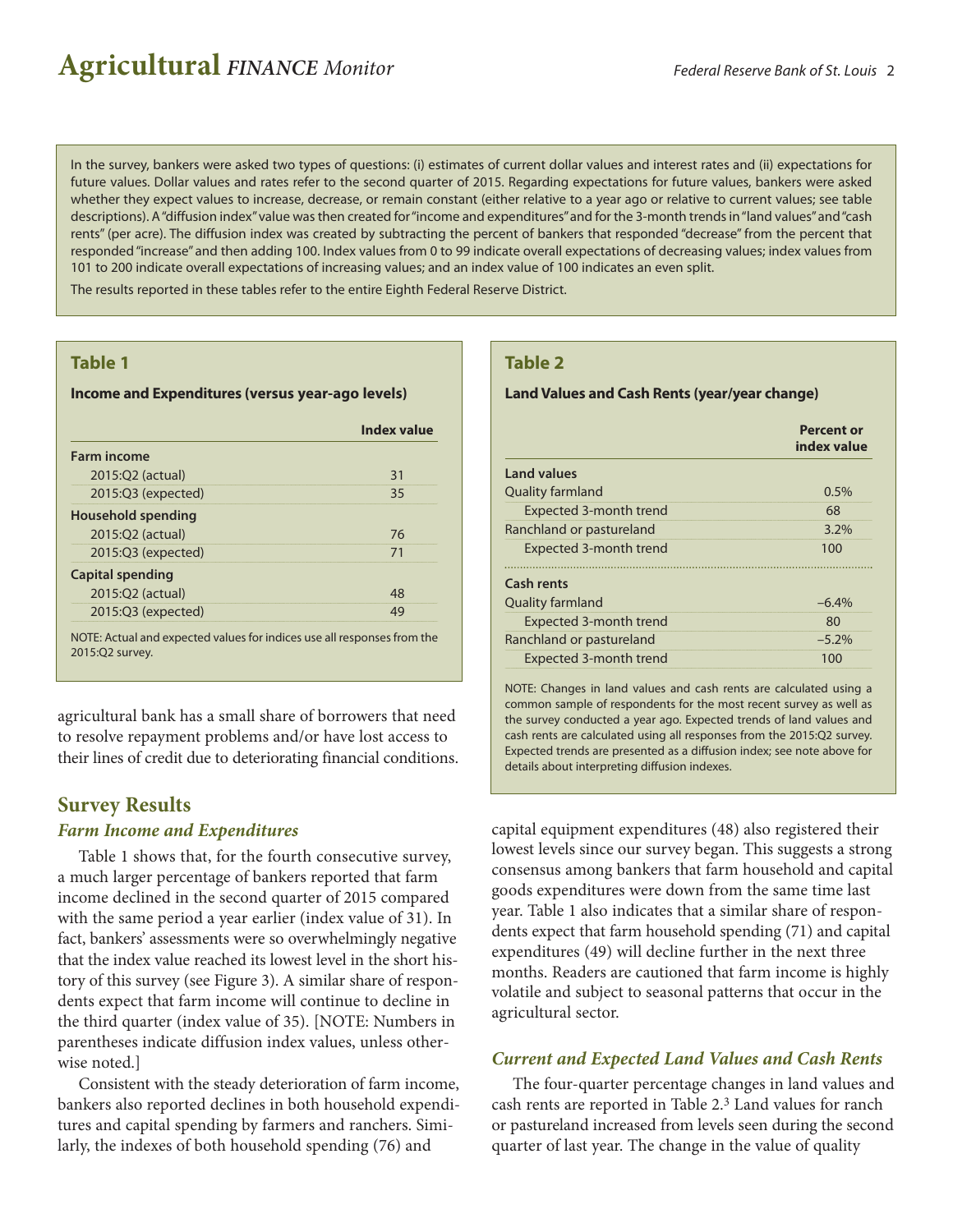In the survey, bankers were asked two types of questions: (i) estimates of current dollar values and interest rates and (ii) expectations for future values. Dollar values and rates refer to the second quarter of 2015. Regarding expectations for future values, bankers were asked whether they expect values to increase, decrease, or remain constant (either relative to a year ago or relative to current values; see table descriptions). A "diffusion index" value was then created for "income and expenditures" and for the 3-month trends in "land values" and "cash rents" (per acre). The diffusion index was created by subtracting the percent of bankers that responded "decrease" from the percent that responded "increase" and then adding 100. Index values from 0 to 99 indicate overall expectations of decreasing values; index values from 101 to 200 indicate overall expectations of increasing values; and an index value of 100 indicates an even split.

The results reported in these tables refer to the entire Eighth Federal Reserve District.

### Table 1

**Income and Expenditures (versus year-ago levels)**

| | Index value |
|---|---|
| **Farm income** | |
| 2015:Q2 (actual) | 31 |
| 2015:Q3 (expected) | 35 |
| **Household spending** | |
| 2015:Q2 (actual) | 76 |
| 2015:Q3 (expected) | 71 |
| **Capital spending** | |
| 2015:Q2 (actual) | 48 |
| 2015:Q3 (expected) | 49 |

NOTE: Actual and expected values for indices use all responses from the 2015:Q2 survey.

### Table 2

**Land Values and Cash Rents (year/year change)**

| | Percent or index value |
|---|---|
| **Land values** | |
| Quality farmland | 0.5% |
| Expected 3-month trend | 68 |
| Ranchland or pastureland | 3.2% |
| Expected 3-month trend | 100 |
| **Cash rents** | |
| Quality farmland | –6.4% |
| Expected 3-month trend | 80 |
| Ranchland or pastureland | –5.2% |
| Expected 3-month trend | 100 |

NOTE: Changes in land values and cash rents are calculated using a common sample of respondents for the most recent survey as well as the survey conducted a year ago. Expected trends of land values and cash rents are calculated using all responses from the 2015:Q2 survey. Expected trends are presented as a diffusion index; see note above for details about interpreting diffusion indexes.

agricultural bank has a small share of borrowers that need to resolve repayment problems and/or have lost access to their lines of credit due to deteriorating financial conditions.

## Survey Results

### *Farm Income and Expenditures*

Table 1 shows that, for the fourth consecutive survey, a much larger percentage of bankers reported that farm income declined in the second quarter of 2015 compared with the same period a year earlier (index value of 31). In fact, bankers' assessments were so overwhelmingly negative that the index value reached its lowest level in the short history of this survey (see Figure 3). A similar share of respondents expect that farm income will continue to decline in the third quarter (index value of 35). [NOTE: Numbers in parentheses indicate diffusion index values, unless otherwise noted.]

Consistent with the steady deterioration of farm income, bankers also reported declines in both household expenditures and capital spending by farmers and ranchers. Similarly, the indexes of both household spending (76) and capital equipment expenditures (48) also registered their lowest levels since our survey began. This suggests a strong consensus among bankers that farm household and capital goods expenditures were down from the same time last year. Table 1 also indicates that a similar share of respondents expect that farm household spending (71) and capital expenditures (49) will decline further in the next three months. Readers are cautioned that farm income is highly volatile and subject to seasonal patterns that occur in the agricultural sector.

### *Current and Expected Land Values and Cash Rents*

The four-quarter percentage changes in land values and cash rents are reported in Table 2.[3] Land values for ranch or pastureland increased from levels seen during the second quarter of last year. The change in the value of quality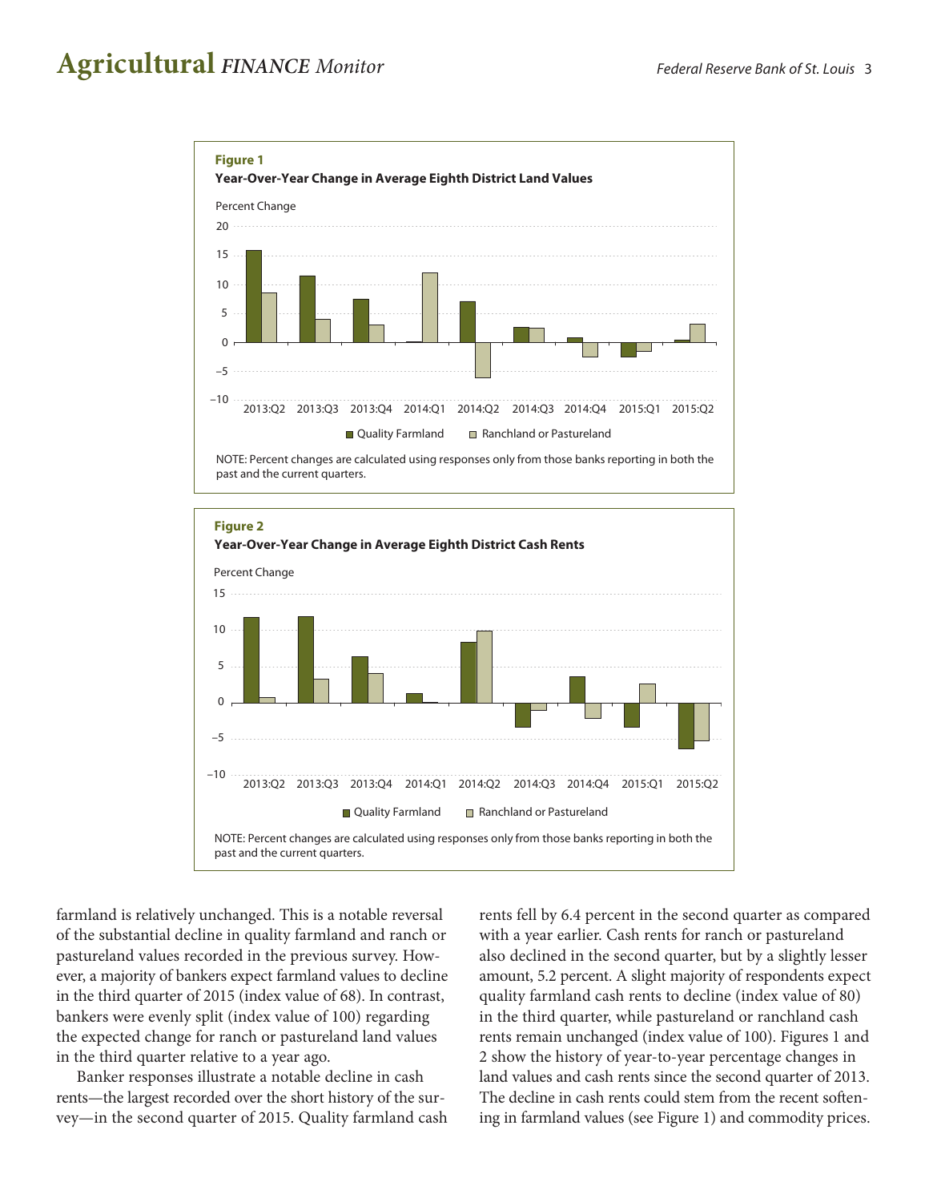**Figure 1**

**Year-Over-Year Change in Average Eighth District Land Values**

NOTE: Percent changes are calculated using responses only from those banks reporting in both the past and the current quarters.

**Figure 2**

**Year-Over-Year Change in Average Eighth District Cash Rents**

NOTE: Percent changes are calculated using responses only from those banks reporting in both the past and the current quarters.

farmland is relatively unchanged. This is a notable reversal of the substantial decline in quality farmland and ranch or pastureland values recorded in the previous survey. However, a majority of bankers expect farmland values to decline in the third quarter of 2015 (index value of 68). In contrast, bankers were evenly split (index value of 100) regarding the expected change for ranch or pastureland land values in the third quarter relative to a year ago.

Banker responses illustrate a notable decline in cash rents—the largest recorded over the short history of the survey—in the second quarter of 2015. Quality farmland cash rents fell by 6.4 percent in the second quarter as compared with a year earlier. Cash rents for ranch or pastureland also declined in the second quarter, but by a slightly lesser amount, 5.2 percent. A slight majority of respondents expect quality farmland cash rents to decline (index value of 80) in the third quarter, while pastureland or ranchland cash rents remain unchanged (index value of 100). Figures 1 and 2 show the history of year-to-year percentage changes in land values and cash rents since the second quarter of 2013. The decline in cash rents could stem from the recent softening in farmland values (see Figure 1) and commodity prices.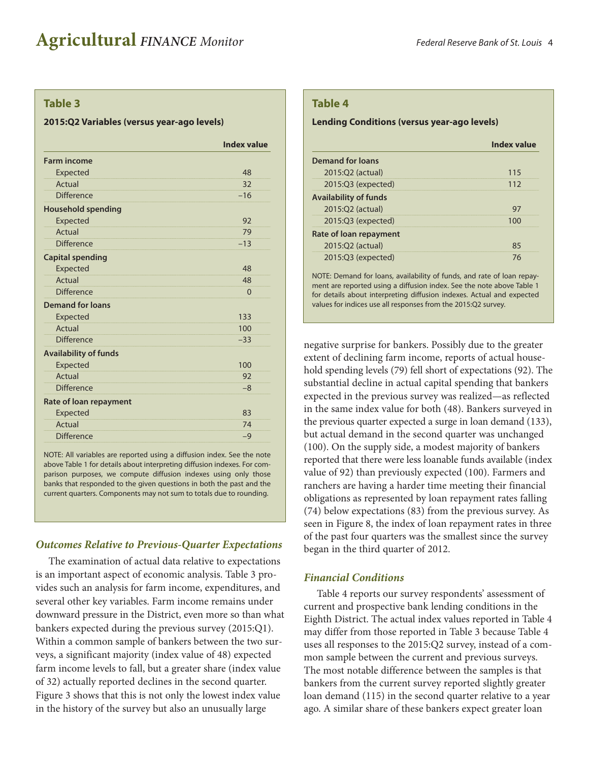### Table 3

**2015:Q2 Variables (versus year-ago levels)**

| | Index value |
|---|---|
| **Farm income** | |
| Expected | 48 |
| Actual | 32 |
| Difference | –16 |
| **Household spending** | |
| Expected | 92 |
| Actual | 79 |
| Difference | –13 |
| **Capital spending** | |
| Expected | 48 |
| Actual | 48 |
| Difference | 0 |
| **Demand for loans** | |
| Expected | 133 |
| Actual | 100 |
| Difference | –33 |
| **Availability of funds** | |
| Expected | 100 |
| Actual | 92 |
| Difference | –8 |
| **Rate of loan repayment** | |
| Expected | 83 |
| Actual | 74 |
| Difference | –9 |

NOTE: All variables are reported using a diffusion index. See the note above Table 1 for details about interpreting diffusion indexes. For comparison purposes, we compute diffusion indexes using only those banks that responded to the given questions in both the past and the current quarters. Components may not sum to totals due to rounding.

### *Outcomes Relative to Previous-Quarter Expectations*

The examination of actual data relative to expectations is an important aspect of economic analysis. Table 3 provides such an analysis for farm income, expenditures, and several other key variables. Farm income remains under downward pressure in the District, even more so than what bankers expected during the previous survey (2015:Q1). Within a common sample of bankers between the two surveys, a significant majority (index value of 48) expected farm income levels to fall, but a greater share (index value of 32) actually reported declines in the second quarter. Figure 3 shows that this is not only the lowest index value in the history of the survey but also an unusually large negative surprise for bankers. Possibly due to the greater extent of declining farm income, reports of actual household spending levels (79) fell short of expectations (92). The substantial decline in actual capital spending that bankers expected in the previous survey was realized—as reflected in the same index value for both (48). Bankers surveyed in the previous quarter expected a surge in loan demand (133), but actual demand in the second quarter was unchanged (100). On the supply side, a modest majority of bankers reported that there were less loanable funds available (index value of 92) than previously expected (100). Farmers and ranchers are having a harder time meeting their financial obligations as represented by loan repayment rates falling (74) below expectations (83) from the previous survey. As seen in Figure 8, the index of loan repayment rates in three of the past four quarters was the smallest since the survey began in the third quarter of 2012.

### Table 4

**Lending Conditions (versus year-ago levels)**

| | Index value |
|---|---|
| **Demand for loans** | |
| 2015:Q2 (actual) | 115 |
| 2015:Q3 (expected) | 112 |
| **Availability of funds** | |
| 2015:Q2 (actual) | 97 |
| 2015:Q3 (expected) | 100 |
| **Rate of loan repayment** | |
| 2015:Q2 (actual) | 85 |
| 2015:Q3 (expected) | 76 |

NOTE: Demand for loans, availability of funds, and rate of loan repayment are reported using a diffusion index. See the note above Table 1 for details about interpreting diffusion indexes. Actual and expected values for indices use all responses from the 2015:Q2 survey.

### *Financial Conditions*

Table 4 reports our survey respondents' assessment of current and prospective bank lending conditions in the Eighth District. The actual index values reported in Table 4 may differ from those reported in Table 3 because Table 4 uses all responses to the 2015:Q2 survey, instead of a common sample between the current and previous surveys. The most notable difference between the samples is that bankers from the current survey reported slightly greater loan demand (115) in the second quarter relative to a year ago. A similar share of these bankers expect greater loan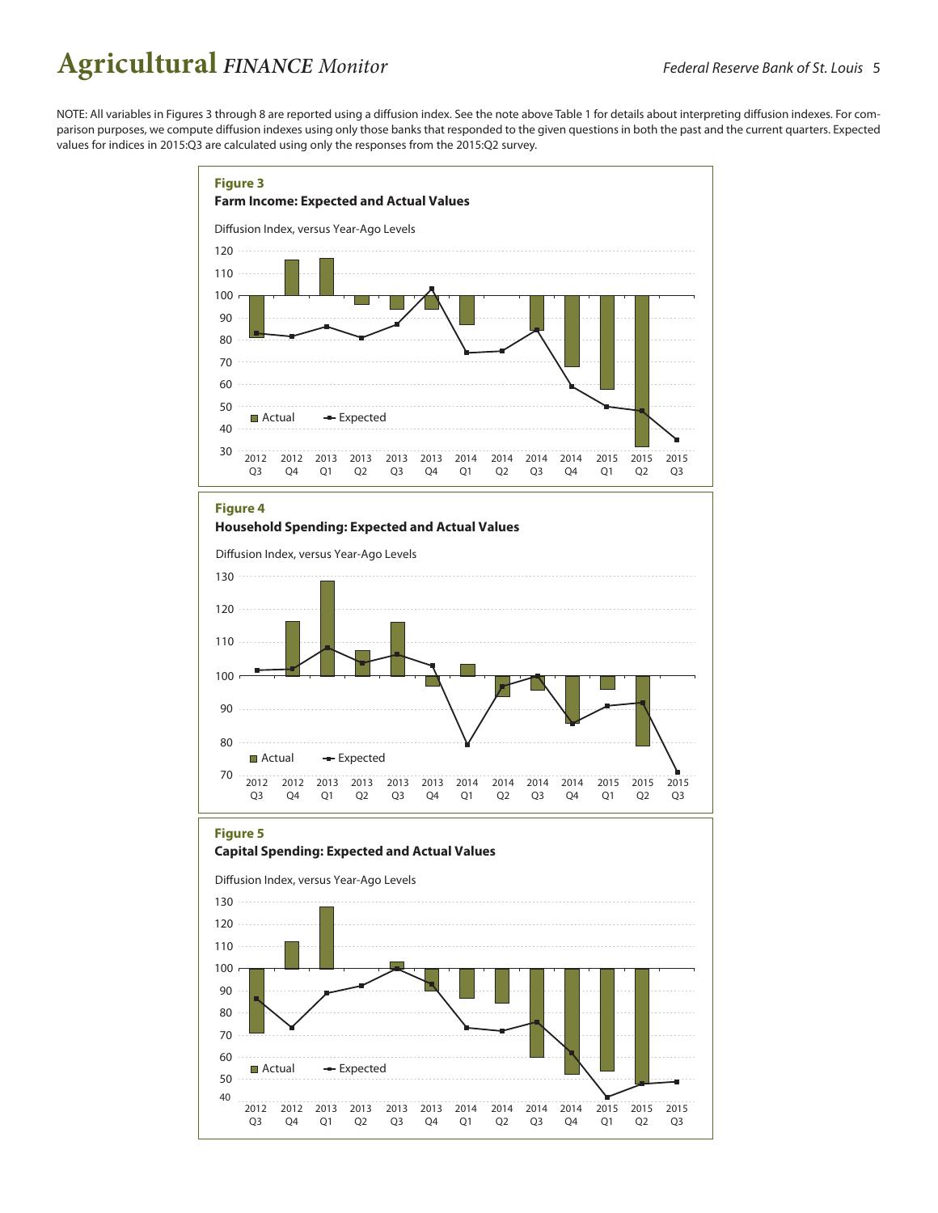NOTE: All variables in Figures 3 through 8 are reported using a diffusion index. See the note above Table 1 for details about interpreting diffusion indexes. For comparison purposes, we compute diffusion indexes using only those banks that responded to the given questions in both the past and the current quarters. Expected values for indices in 2015:Q3 are calculated using only the responses from the 2015:Q2 survey.

**Figure 3**

**Farm Income: Expected and Actual Values**

Diffusion Index, versus Year-Ago Levels

**Figure 4**

**Household Spending: Expected and Actual Values**

Diffusion Index, versus Year-Ago Levels

**Figure 5**

**Capital Spending: Expected and Actual Values**

Diffusion Index, versus Year-Ago Levels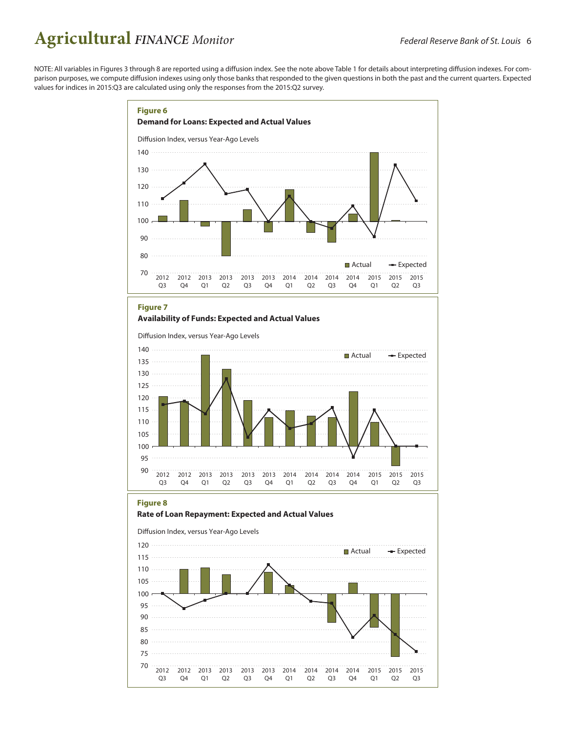NOTE: All variables in Figures 3 through 8 are reported using a diffusion index. See the note above Table 1 for details about interpreting diffusion indexes. For comparison purposes, we compute diffusion indexes using only those banks that responded to the given questions in both the past and the current quarters. Expected values for indices in 2015:Q3 are calculated using only the responses from the 2015:Q2 survey.

**Figure 6**

**Demand for Loans: Expected and Actual Values**

Diffusion Index, versus Year-Ago Levels

**Figure 7**

**Availability of Funds: Expected and Actual Values**

Diffusion Index, versus Year-Ago Levels

**Figure 8**

**Rate of Loan Repayment: Expected and Actual Values**

Diffusion Index, versus Year-Ago Levels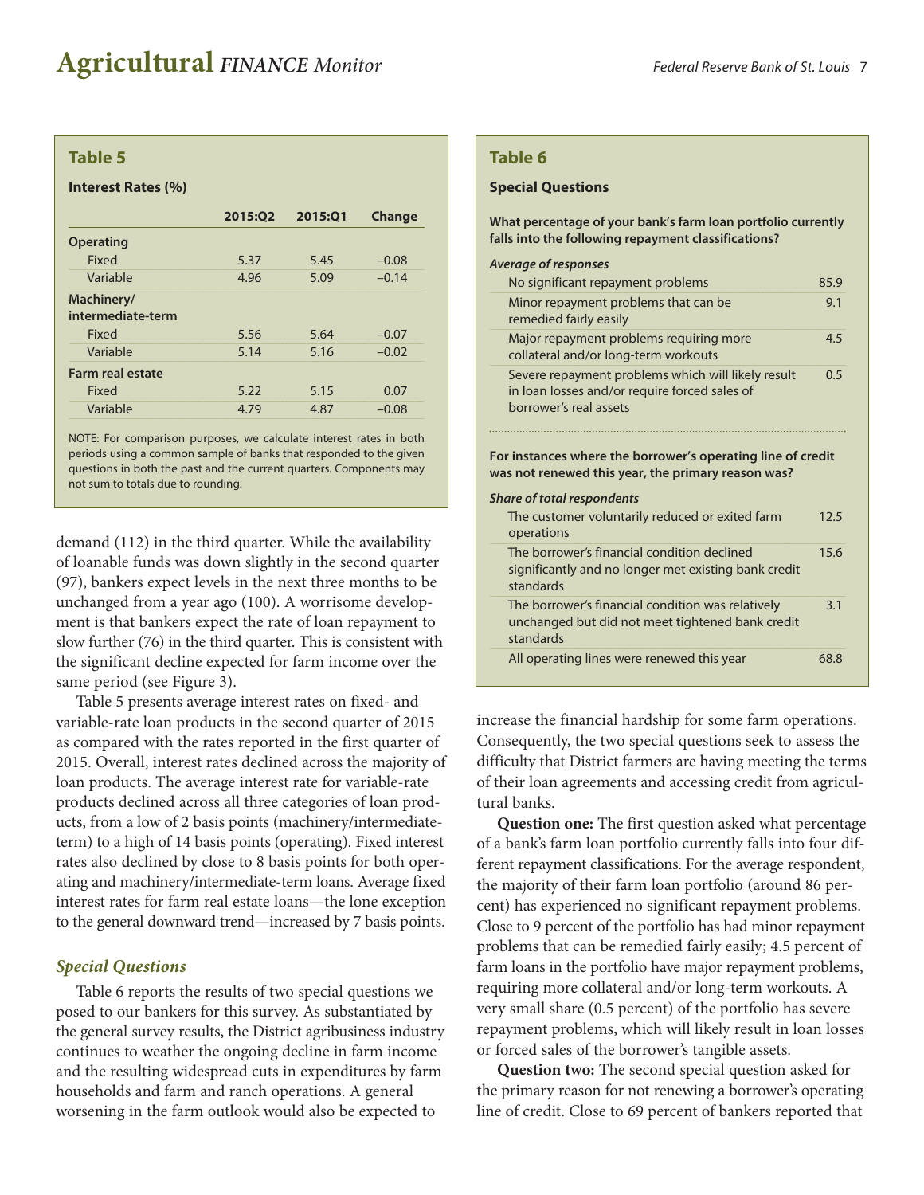### Table 5

**Interest Rates (%)**

| | 2015:Q2 | 2015:Q1 | Change |
|---|---|---|---|
| **Operating** | | | |
| Fixed | 5.37 | 5.45 | −0.08 |
| Variable | 4.96 | 5.09 | −0.14 |
| **Machinery/ intermediate-term** | | | |
| Fixed | 5.56 | 5.64 | −0.07 |
| Variable | 5.14 | 5.16 | −0.02 |
| **Farm real estate** | | | |
| Fixed | 5.22 | 5.15 | 0.07 |
| Variable | 4.79 | 4.87 | −0.08 |

NOTE: For comparison purposes, we calculate interest rates in both periods using a common sample of banks that responded to the given questions in both the past and the current quarters. Components may not sum to totals due to rounding.

demand (112) in the third quarter. While the availability of loanable funds was down slightly in the second quarter (97), bankers expect levels in the next three months to be unchanged from a year ago (100). A worrisome development is that bankers expect the rate of loan repayment to slow further (76) in the third quarter. This is consistent with the significant decline expected for farm income over the same period (see Figure 3).

Table 5 presents average interest rates on fixed- and variable-rate loan products in the second quarter of 2015 as compared with the rates reported in the first quarter of 2015. Overall, interest rates declined across the majority of loan products. The average interest rate for variable-rate products declined across all three categories of loan products, from a low of 2 basis points (machinery/intermediate-term) to a high of 14 basis points (operating). Fixed interest rates also declined by close to 8 basis points for both operating and machinery/intermediate-term loans. Average fixed interest rates for farm real estate loans—the lone exception to the general downward trend—increased by 7 basis points.

### *Special Questions*

Table 6 reports the results of two special questions we posed to our bankers for this survey. As substantiated by the general survey results, the District agribusiness industry continues to weather the ongoing decline in farm income and the resulting widespread cuts in expenditures by farm households and farm and ranch operations. A general worsening in the farm outlook would also be expected to increase the financial hardship for some farm operations. Consequently, the two special questions seek to assess the difficulty that District farmers are having meeting the terms of their loan agreements and accessing credit from agricultural banks.

### Table 6

**Special Questions**

**What percentage of your bank's farm loan portfolio currently falls into the following repayment classifications?**

| *Average of responses* | |
|---|---|
| No significant repayment problems | 85.9 |
| Minor repayment problems that can be remedied fairly easily | 9.1 |
| Major repayment problems requiring more collateral and/or long-term workouts | 4.5 |
| Severe repayment problems which will likely result in loan losses and/or require forced sales of borrower's real assets | 0.5 |

**For instances where the borrower's operating line of credit was not renewed this year, the primary reason was?**

| *Share of total respondents* | |
|---|---|
| The customer voluntarily reduced or exited farm operations | 12.5 |
| The borrower's financial condition declined significantly and no longer met existing bank credit standards | 15.6 |
| The borrower's financial condition was relatively unchanged but did not meet tightened bank credit standards | 3.1 |
| All operating lines were renewed this year | 68.8 |

**Question one:** The first question asked what percentage of a bank's farm loan portfolio currently falls into four different repayment classifications. For the average respondent, the majority of their farm loan portfolio (around 86 percent) has experienced no significant repayment problems. Close to 9 percent of the portfolio has had minor repayment problems that can be remedied fairly easily; 4.5 percent of farm loans in the portfolio have major repayment problems, requiring more collateral and/or long-term workouts. A very small share (0.5 percent) of the portfolio has severe repayment problems, which will likely result in loan losses or forced sales of the borrower's tangible assets.

**Question two:** The second special question asked for the primary reason for not renewing a borrower's operating line of credit. Close to 69 percent of bankers reported that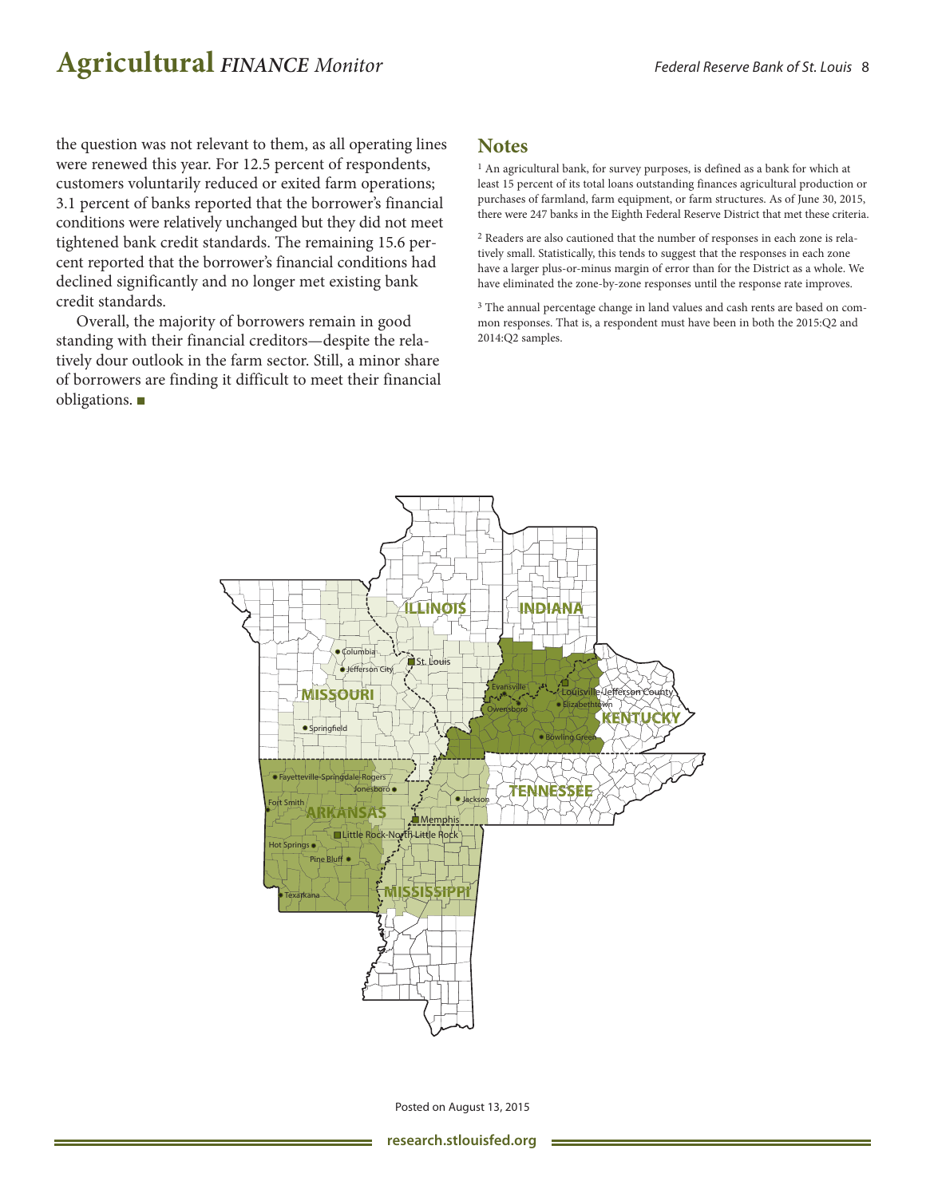the question was not relevant to them, as all operating lines were renewed this year. For 12.5 percent of respondents, customers voluntarily reduced or exited farm operations; 3.1 percent of banks reported that the borrower's financial conditions were relatively unchanged but they did not meet tightened bank credit standards. The remaining 15.6 percent reported that the borrower's financial conditions had declined significantly and no longer met existing bank credit standards.

Overall, the majority of borrowers remain in good standing with their financial creditors—despite the relatively dour outlook in the farm sector. Still, a minor share of borrowers are finding it difficult to meet their financial obligations. ■

## Notes

[1] An agricultural bank, for survey purposes, is defined as a bank for which at least 15 percent of its total loans outstanding finances agricultural production or purchases of farmland, farm equipment, or farm structures. As of June 30, 2015, there were 247 banks in the Eighth Federal Reserve District that met these criteria.

[2] Readers are also cautioned that the number of responses in each zone is relatively small. Statistically, this tends to suggest that the responses in each zone have a larger plus-or-minus margin of error than for the District as a whole. We have eliminated the zone-by-zone responses until the response rate improves.

[3] The annual percentage change in land values and cash rents are based on common responses. That is, a respondent must have been in both the 2015:Q2 and 2014:Q2 samples.

ILLINOIS
INDIANA
MISSOURI
KENTUCKY
TENNESSEE
ARKANSAS
MISSISSIPPI
Columbia
Jefferson City
St. Louis
Springfield
Evansville
Owensboro
Louisville-Jefferson County
Elizabethtown
Bowling Green
Fayetteville-Springdale-Rogers
Jonesboro
Fort Smith
Jackson
Memphis
Little Rock-North Little Rock
Hot Springs
Pine Bluff
Texarkana

Posted on August 13, 2015